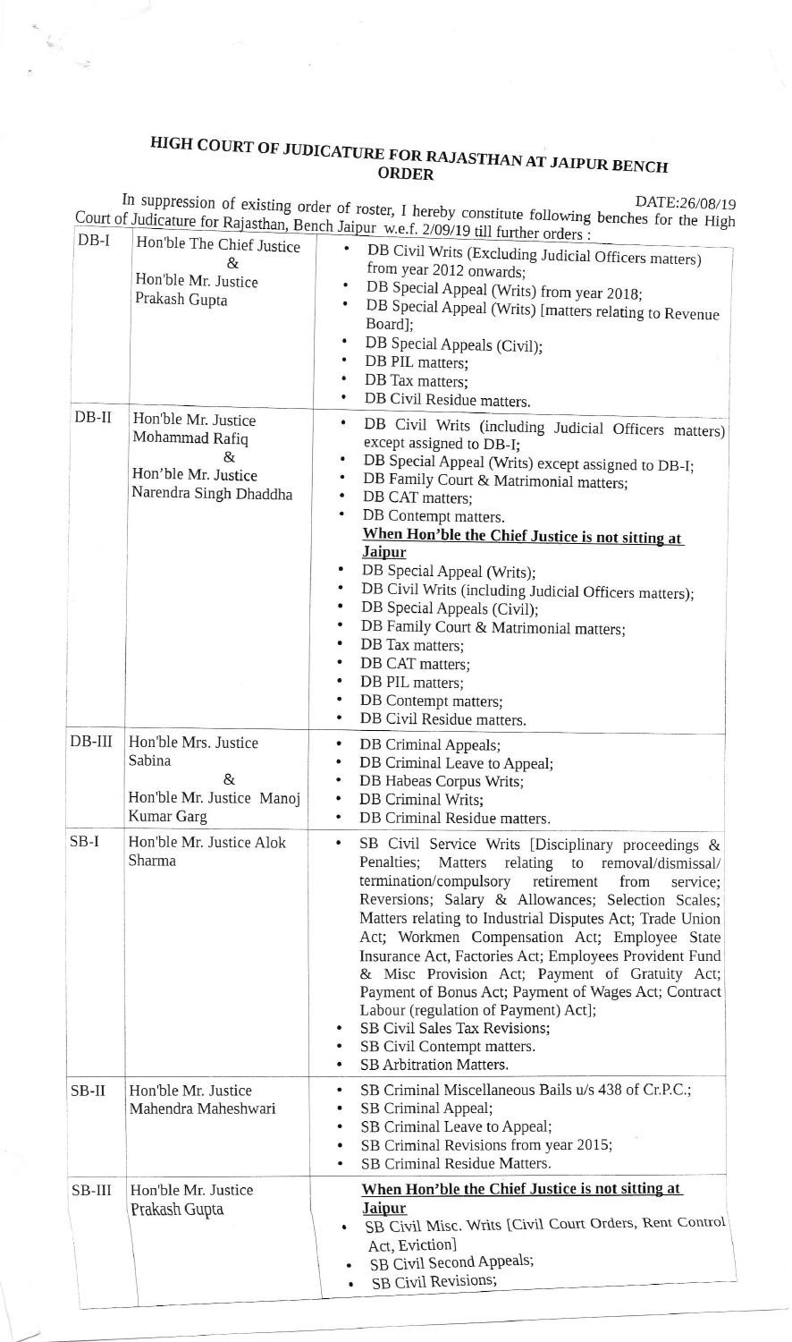# HIGH COURT OF JUDICATURE FOR RAJASTHAN AT JAIPUR BENCH

## ORDER

DATE:26/08/19

In suppression of existing order of roster, I hereby constitute following benches for the High Court of Judicature for Rajasthan, Bench Jaipur w.e.f. 2/09/19 till further orders :

| | | |
|---|---|---|
| DB-I | Hon'ble The Chief Justice & Hon'ble Mr. Justice Prakash Gupta | • DB Civil Writs (Excluding Judicial Officers matters) from year 2012 onwards; • DB Special Appeal (Writs) from year 2018; • DB Special Appeal (Writs) [matters relating to Revenue Board]; • DB Special Appeals (Civil); • DB PIL matters; • DB Tax matters; • DB Civil Residue matters. |
| DB-II | Hon'ble Mr. Justice Mohammad Rafiq & Hon'ble Mr. Justice Narendra Singh Dhaddha | • DB Civil Writs (including Judicial Officers matters) except assigned to DB-I; • DB Special Appeal (Writs) except assigned to DB-I; • DB Family Court & Matrimonial matters; • DB CAT matters; • DB Contempt matters. **<u>When Hon'ble the Chief Justice is not sitting at Jaipur</u>** • DB Special Appeal (Writs); • DB Civil Writs (including Judicial Officers matters); • DB Special Appeals (Civil); • DB Family Court & Matrimonial matters; • DB Tax matters; • DB CAT matters; • DB PIL matters; • DB Contempt matters; • DB Civil Residue matters. |
| DB-III | Hon'ble Mrs. Justice Sabina & Hon'ble Mr. Justice Manoj Kumar Garg | • DB Criminal Appeals; • DB Criminal Leave to Appeal; • DB Habeas Corpus Writs; • DB Criminal Writs; • DB Criminal Residue matters. |
| SB-I | Hon'ble Mr. Justice Alok Sharma | • SB Civil Service Writs [Disciplinary proceedings & Penalties; Matters relating to removal/dismissal/ termination/compulsory retirement from service; Reversions; Salary & Allowances; Selection Scales; Matters relating to Industrial Disputes Act; Trade Union Act; Workmen Compensation Act; Employee State Insurance Act, Factories Act; Employees Provident Fund & Misc Provision Act; Payment of Gratuity Act; Payment of Bonus Act; Payment of Wages Act; Contract Labour (regulation of Payment) Act]; • SB Civil Sales Tax Revisions; • SB Civil Contempt matters. • SB Arbitration Matters. |
| SB-II | Hon'ble Mr. Justice Mahendra Maheshwari | • SB Criminal Miscellaneous Bails u/s 438 of Cr.P.C.; • SB Criminal Appeal; • SB Criminal Leave to Appeal; • SB Criminal Revisions from year 2015; • SB Criminal Residue Matters. |
| SB-III | Hon'ble Mr. Justice Prakash Gupta | **<u>When Hon'ble the Chief Justice is not sitting at Jaipur</u>** • SB Civil Misc. Writs [Civil Court Orders, Rent Control Act, Eviction] • SB Civil Second Appeals; • SB Civil Revisions; |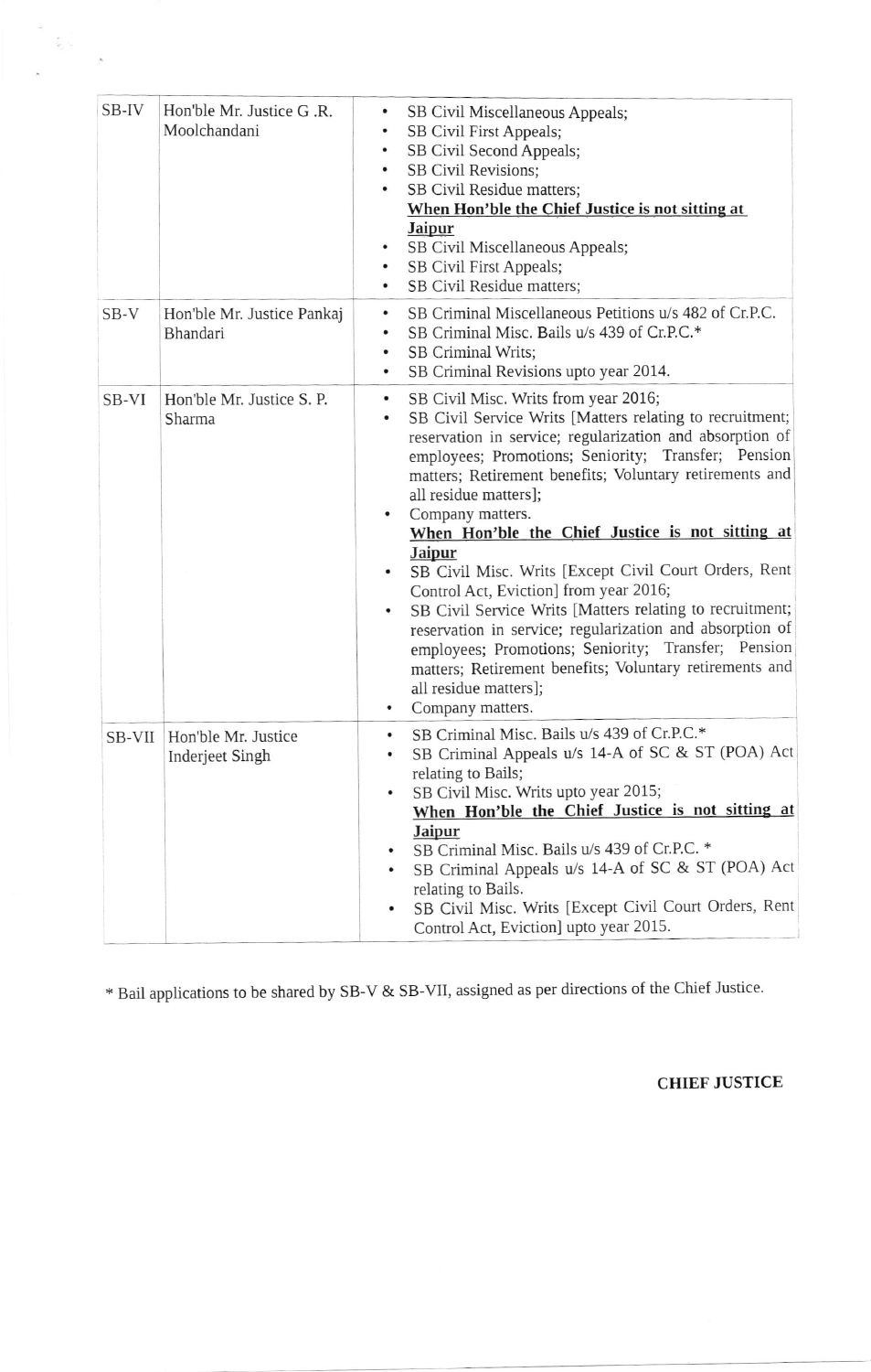| | | |
|---|---|---|
| SB-IV | Hon'ble Mr. Justice G .R. Moolchandani | • SB Civil Miscellaneous Appeals;<br>• SB Civil First Appeals;<br>• SB Civil Second Appeals;<br>• SB Civil Revisions;<br>• SB Civil Residue matters;<br>**<u>When Hon'ble the Chief Justice is not sitting at Jaipur</u>**<br>• SB Civil Miscellaneous Appeals;<br>• SB Civil First Appeals;<br>• SB Civil Residue matters; |
| SB-V | Hon'ble Mr. Justice Pankaj Bhandari | • SB Criminal Miscellaneous Petitions u/s 482 of Cr.P.C.<br>• SB Criminal Misc. Bails u/s 439 of Cr.P.C.*<br>• SB Criminal Writs;<br>• SB Criminal Revisions upto year 2014. |
| SB-VI | Hon'ble Mr. Justice S. P. Sharma | • SB Civil Misc. Writs from year 2016;<br>• SB Civil Service Writs [Matters relating to recruitment; reservation in service; regularization and absorption of employees; Promotions; Seniority; Transfer; Pension matters; Retirement benefits; Voluntary retirements and all residue matters];<br>• Company matters.<br>**<u>When Hon'ble the Chief Justice is not sitting at Jaipur</u>**<br>• SB Civil Misc. Writs [Except Civil Court Orders, Rent Control Act, Eviction] from year 2016;<br>• SB Civil Service Writs [Matters relating to recruitment; reservation in service; regularization and absorption of employees; Promotions; Seniority; Transfer; Pension matters; Retirement benefits; Voluntary retirements and all residue matters];<br>• Company matters. |
| SB-VII | Hon'ble Mr. Justice Inderjeet Singh | • SB Criminal Misc. Bails u/s 439 of Cr.P.C.*<br>• SB Criminal Appeals u/s 14-A of SC & ST (POA) Act relating to Bails;<br>• SB Civil Misc. Writs upto year 2015;<br>**<u>When Hon'ble the Chief Justice is not sitting at Jaipur</u>**<br>• SB Criminal Misc. Bails u/s 439 of Cr.P.C. *<br>• SB Criminal Appeals u/s 14-A of SC & ST (POA) Act relating to Bails.<br>• SB Civil Misc. Writs [Except Civil Court Orders, Rent Control Act, Eviction] upto year 2015. |

* Bail applications to be shared by SB-V & SB-VII, assigned as per directions of the Chief Justice.

**CHIEF JUSTICE**